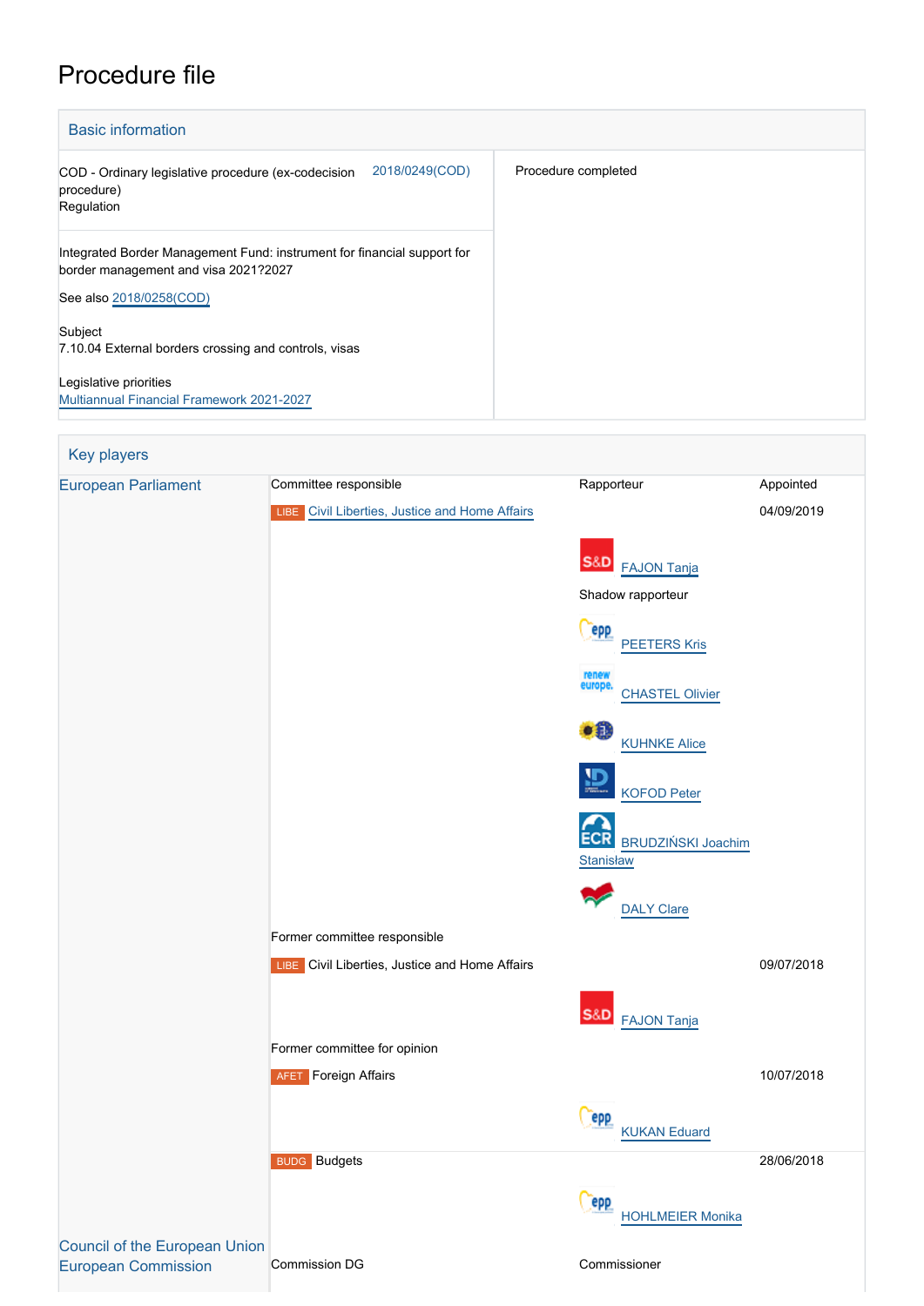# Procedure file

## Basic information

| | |
|---|---|
| COD - Ordinary legislative procedure (ex-codecision procedure)<br>Regulation 2018/0249(COD) | Procedure completed |
| Integrated Border Management Fund: instrument for financial support for border management and visa 2021?2027<br><br>See also 2018/0258(COD)<br><br>Subject<br>7.10.04 External borders crossing and controls, visas<br><br>Legislative priorities<br>Multiannual Financial Framework 2021-2027 | |

## Key players

| | | | |
|---|---|---|---|
| European Parliament | Committee responsible | Rapporteur | Appointed |
| | LIBE Civil Liberties, Justice and Home Affairs | | 04/09/2019 |
| | | S&D FAJON Tanja | |
| | | Shadow rapporteur | |
| | | EPP PEETERS Kris | |
| | | Renew Europe CHASTEL Olivier | |
| | | Greens/EFA KUHNKE Alice | |
| | | ID KOFOD Peter | |
| | | ECR BRUDZIŃSKI Joachim Stanisław | |
| | | GUE/NGL DALY Clare | |
| | Former committee responsible | | |
| | LIBE Civil Liberties, Justice and Home Affairs | | 09/07/2018 |
| | | S&D FAJON Tanja | |
| | Former committee for opinion | | |
| | AFET Foreign Affairs | | 10/07/2018 |
| | | EPP KUKAN Eduard | |
| | BUDG Budgets | | 28/06/2018 |
| | | EPP HOHLMEIER Monika | |
| Council of the European Union | | | |
| European Commission | Commission DG | Commissioner | |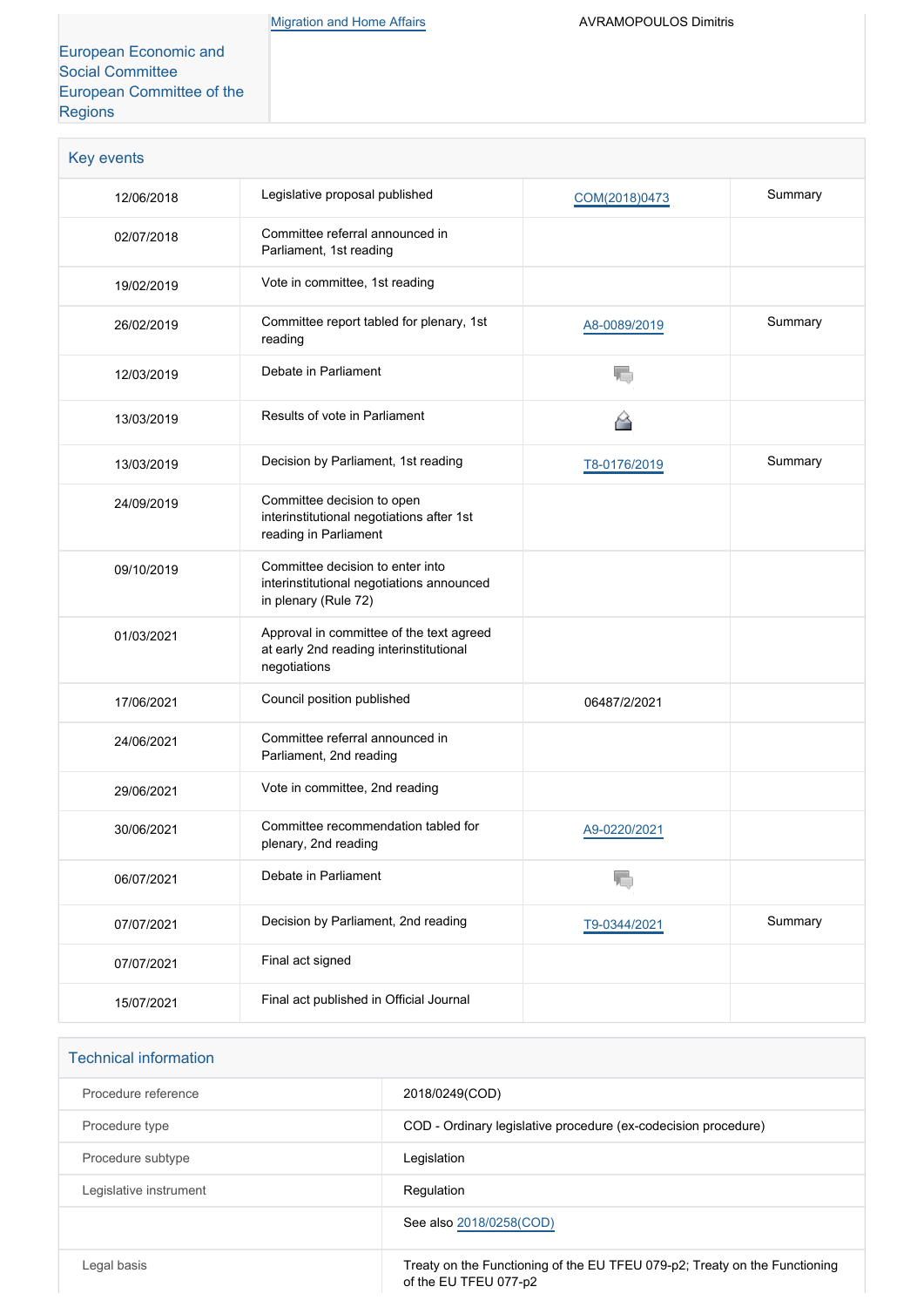| | Migration and Home Affairs | AVRAMOPOULOS Dimitris |
|---|---|---|
| European Economic and Social Committee<br>European Committee of the Regions | | |

## Key events

| | | | |
|---|---|---|---|
| 12/06/2018 | Legislative proposal published | COM(2018)0473 | Summary |
| 02/07/2018 | Committee referral announced in Parliament, 1st reading | | |
| 19/02/2019 | Vote in committee, 1st reading | | |
| 26/02/2019 | Committee report tabled for plenary, 1st reading | A8-0089/2019 | Summary |
| 12/03/2019 | Debate in Parliament | | |
| 13/03/2019 | Results of vote in Parliament | | |
| 13/03/2019 | Decision by Parliament, 1st reading | T8-0176/2019 | Summary |
| 24/09/2019 | Committee decision to open interinstitutional negotiations after 1st reading in Parliament | | |
| 09/10/2019 | Committee decision to enter into interinstitutional negotiations announced in plenary (Rule 72) | | |
| 01/03/2021 | Approval in committee of the text agreed at early 2nd reading interinstitutional negotiations | | |
| 17/06/2021 | Council position published | 06487/2/2021 | |
| 24/06/2021 | Committee referral announced in Parliament, 2nd reading | | |
| 29/06/2021 | Vote in committee, 2nd reading | | |
| 30/06/2021 | Committee recommendation tabled for plenary, 2nd reading | A9-0220/2021 | |
| 06/07/2021 | Debate in Parliament | | |
| 07/07/2021 | Decision by Parliament, 2nd reading | T9-0344/2021 | Summary |
| 07/07/2021 | Final act signed | | |
| 15/07/2021 | Final act published in Official Journal | | |

## Technical information

| | |
|---|---|
| Procedure reference | 2018/0249(COD) |
| Procedure type | COD - Ordinary legislative procedure (ex-codecision procedure) |
| Procedure subtype | Legislation |
| Legislative instrument | Regulation |
| | See also 2018/0258(COD) |
| Legal basis | Treaty on the Functioning of the EU TFEU 079-p2; Treaty on the Functioning of the EU TFEU 077-p2 |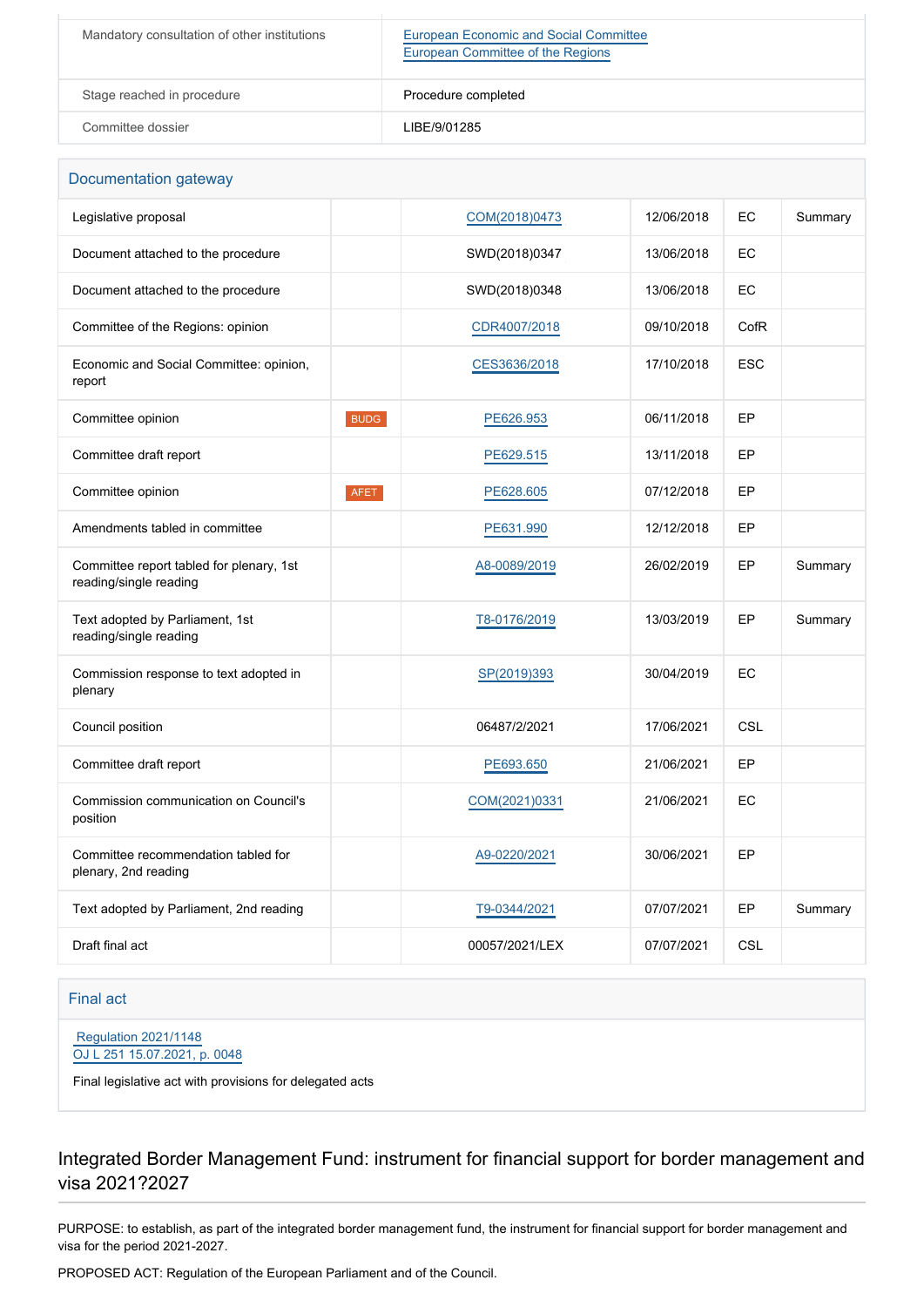| | |
|---|---|
| Mandatory consultation of other institutions | European Economic and Social Committee<br>European Committee of the Regions |
| Stage reached in procedure | Procedure completed |
| Committee dossier | LIBE/9/01285 |

## Documentation gateway

| | | | | | |
|---|---|---|---|---|---|
| Legislative proposal | | COM(2018)0473 | 12/06/2018 | EC | Summary |
| Document attached to the procedure | | SWD(2018)0347 | 13/06/2018 | EC | |
| Document attached to the procedure | | SWD(2018)0348 | 13/06/2018 | EC | |
| Committee of the Regions: opinion | | CDR4007/2018 | 09/10/2018 | CofR | |
| Economic and Social Committee: opinion, report | | CES3636/2018 | 17/10/2018 | ESC | |
| Committee opinion | BUDG | PE626.953 | 06/11/2018 | EP | |
| Committee draft report | | PE629.515 | 13/11/2018 | EP | |
| Committee opinion | AFET | PE628.605 | 07/12/2018 | EP | |
| Amendments tabled in committee | | PE631.990 | 12/12/2018 | EP | |
| Committee report tabled for plenary, 1st reading/single reading | | A8-0089/2019 | 26/02/2019 | EP | Summary |
| Text adopted by Parliament, 1st reading/single reading | | T8-0176/2019 | 13/03/2019 | EP | Summary |
| Commission response to text adopted in plenary | | SP(2019)393 | 30/04/2019 | EC | |
| Council position | | 06487/2/2021 | 17/06/2021 | CSL | |
| Committee draft report | | PE693.650 | 21/06/2021 | EP | |
| Commission communication on Council's position | | COM(2021)0331 | 21/06/2021 | EC | |
| Committee recommendation tabled for plenary, 2nd reading | | A9-0220/2021 | 30/06/2021 | EP | |
| Text adopted by Parliament, 2nd reading | | T9-0344/2021 | 07/07/2021 | EP | Summary |
| Draft final act | | 00057/2021/LEX | 07/07/2021 | CSL | |

## Final act

Regulation 2021/1148
OJ L 251 15.07.2021, p. 0048

Final legislative act with provisions for delegated acts

# Integrated Border Management Fund: instrument for financial support for border management and visa 2021?2027

PURPOSE: to establish, as part of the integrated border management fund, the instrument for financial support for border management and visa for the period 2021-2027.

PROPOSED ACT: Regulation of the European Parliament and of the Council.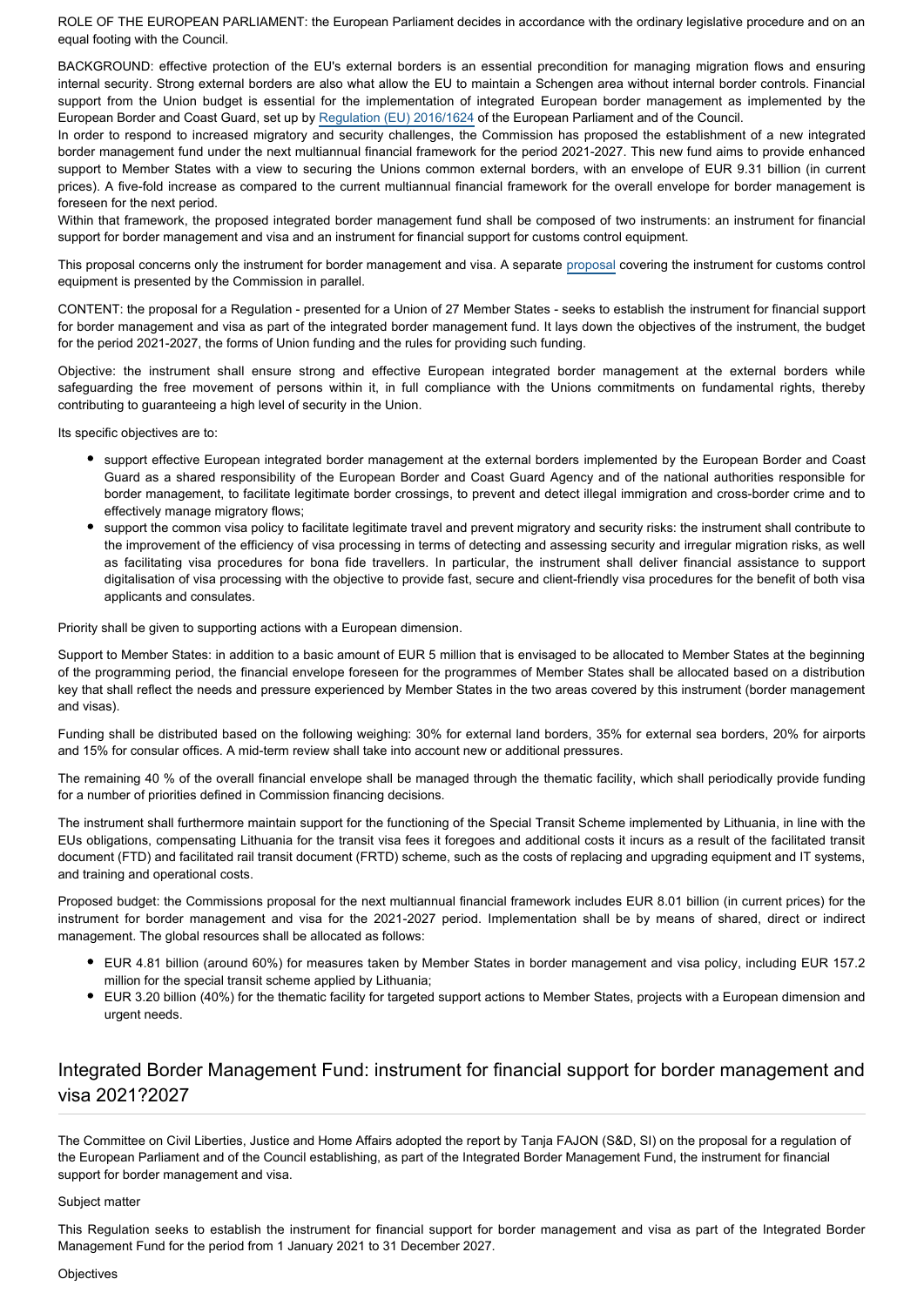ROLE OF THE EUROPEAN PARLIAMENT: the European Parliament decides in accordance with the ordinary legislative procedure and on an equal footing with the Council.

BACKGROUND: effective protection of the EU's external borders is an essential precondition for managing migration flows and ensuring internal security. Strong external borders are also what allow the EU to maintain a Schengen area without internal border controls. Financial support from the Union budget is essential for the implementation of integrated European border management as implemented by the European Border and Coast Guard, set up by Regulation (EU) 2016/1624 of the European Parliament and of the Council.

In order to respond to increased migratory and security challenges, the Commission has proposed the establishment of a new integrated border management fund under the next multiannual financial framework for the period 2021-2027. This new fund aims to provide enhanced support to Member States with a view to securing the Unions common external borders, with an envelope of EUR 9.31 billion (in current prices). A five-fold increase as compared to the current multiannual financial framework for the overall envelope for border management is foreseen for the next period.

Within that framework, the proposed integrated border management fund shall be composed of two instruments: an instrument for financial support for border management and visa and an instrument for financial support for customs control equipment.

This proposal concerns only the instrument for border management and visa. A separate proposal covering the instrument for customs control equipment is presented by the Commission in parallel.

CONTENT: the proposal for a Regulation - presented for a Union of 27 Member States - seeks to establish the instrument for financial support for border management and visa as part of the integrated border management fund. It lays down the objectives of the instrument, the budget for the period 2021-2027, the forms of Union funding and the rules for providing such funding.

Objective: the instrument shall ensure strong and effective European integrated border management at the external borders while safeguarding the free movement of persons within it, in full compliance with the Unions commitments on fundamental rights, thereby contributing to guaranteeing a high level of security in the Union.

Its specific objectives are to:

- support effective European integrated border management at the external borders implemented by the European Border and Coast Guard as a shared responsibility of the European Border and Coast Guard Agency and of the national authorities responsible for border management, to facilitate legitimate border crossings, to prevent and detect illegal immigration and cross-border crime and to effectively manage migratory flows;
- support the common visa policy to facilitate legitimate travel and prevent migratory and security risks: the instrument shall contribute to the improvement of the efficiency of visa processing in terms of detecting and assessing security and irregular migration risks, as well as facilitating visa procedures for bona fide travellers. In particular, the instrument shall deliver financial assistance to support digitalisation of visa processing with the objective to provide fast, secure and client-friendly visa procedures for the benefit of both visa applicants and consulates.

Priority shall be given to supporting actions with a European dimension.

Support to Member States: in addition to a basic amount of EUR 5 million that is envisaged to be allocated to Member States at the beginning of the programming period, the financial envelope foreseen for the programmes of Member States shall be allocated based on a distribution key that shall reflect the needs and pressure experienced by Member States in the two areas covered by this instrument (border management and visas).

Funding shall be distributed based on the following weighing: 30% for external land borders, 35% for external sea borders, 20% for airports and 15% for consular offices. A mid-term review shall take into account new or additional pressures.

The remaining 40 % of the overall financial envelope shall be managed through the thematic facility, which shall periodically provide funding for a number of priorities defined in Commission financing decisions.

The instrument shall furthermore maintain support for the functioning of the Special Transit Scheme implemented by Lithuania, in line with the EUs obligations, compensating Lithuania for the transit visa fees it foregoes and additional costs it incurs as a result of the facilitated transit document (FTD) and facilitated rail transit document (FRTD) scheme, such as the costs of replacing and upgrading equipment and IT systems, and training and operational costs.

Proposed budget: the Commissions proposal for the next multiannual financial framework includes EUR 8.01 billion (in current prices) for the instrument for border management and visa for the 2021-2027 period. Implementation shall be by means of shared, direct or indirect management. The global resources shall be allocated as follows:

- EUR 4.81 billion (around 60%) for measures taken by Member States in border management and visa policy, including EUR 157.2 million for the special transit scheme applied by Lithuania;
- EUR 3.20 billion (40%) for the thematic facility for targeted support actions to Member States, projects with a European dimension and urgent needs.

## Integrated Border Management Fund: instrument for financial support for border management and visa 2021?2027

The Committee on Civil Liberties, Justice and Home Affairs adopted the report by Tanja FAJON (S&D, SI) on the proposal for a regulation of the European Parliament and of the Council establishing, as part of the Integrated Border Management Fund, the instrument for financial support for border management and visa.

Subject matter

This Regulation seeks to establish the instrument for financial support for border management and visa as part of the Integrated Border Management Fund for the period from 1 January 2021 to 31 December 2027.

Objectives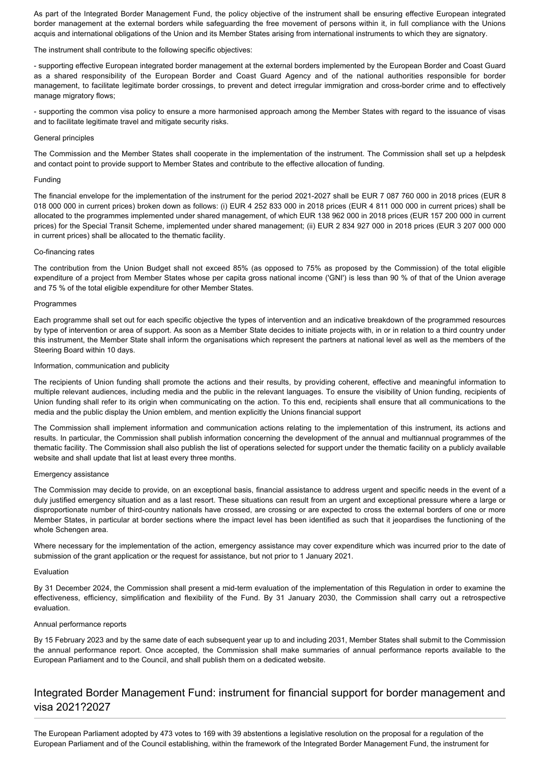As part of the Integrated Border Management Fund, the policy objective of the instrument shall be ensuring effective European integrated border management at the external borders while safeguarding the free movement of persons within it, in full compliance with the Unions acquis and international obligations of the Union and its Member States arising from international instruments to which they are signatory.

The instrument shall contribute to the following specific objectives:

- supporting effective European integrated border management at the external borders implemented by the European Border and Coast Guard as a shared responsibility of the European Border and Coast Guard Agency and of the national authorities responsible for border management, to facilitate legitimate border crossings, to prevent and detect irregular immigration and cross-border crime and to effectively manage migratory flows;

- supporting the common visa policy to ensure a more harmonised approach among the Member States with regard to the issuance of visas and to facilitate legitimate travel and mitigate security risks.

General principles

The Commission and the Member States shall cooperate in the implementation of the instrument. The Commission shall set up a helpdesk and contact point to provide support to Member States and contribute to the effective allocation of funding.

Funding

The financial envelope for the implementation of the instrument for the period 2021-2027 shall be EUR 7 087 760 000 in 2018 prices (EUR 8 018 000 000 in current prices) broken down as follows: (i) EUR 4 252 833 000 in 2018 prices (EUR 4 811 000 000 in current prices) shall be allocated to the programmes implemented under shared management, of which EUR 138 962 000 in 2018 prices (EUR 157 200 000 in current prices) for the Special Transit Scheme, implemented under shared management; (ii) EUR 2 834 927 000 in 2018 prices (EUR 3 207 000 000 in current prices) shall be allocated to the thematic facility.

Co-financing rates

The contribution from the Union Budget shall not exceed 85% (as opposed to 75% as proposed by the Commission) of the total eligible expenditure of a project from Member States whose per capita gross national income ('GNI') is less than 90 % of that of the Union average and 75 % of the total eligible expenditure for other Member States.

Programmes

Each programme shall set out for each specific objective the types of intervention and an indicative breakdown of the programmed resources by type of intervention or area of support. As soon as a Member State decides to initiate projects with, in or in relation to a third country under this instrument, the Member State shall inform the organisations which represent the partners at national level as well as the members of the Steering Board within 10 days.

Information, communication and publicity

The recipients of Union funding shall promote the actions and their results, by providing coherent, effective and meaningful information to multiple relevant audiences, including media and the public in the relevant languages. To ensure the visibility of Union funding, recipients of Union funding shall refer to its origin when communicating on the action. To this end, recipients shall ensure that all communications to the media and the public display the Union emblem, and mention explicitly the Unions financial support

The Commission shall implement information and communication actions relating to the implementation of this instrument, its actions and results. In particular, the Commission shall publish information concerning the development of the annual and multiannual programmes of the thematic facility. The Commission shall also publish the list of operations selected for support under the thematic facility on a publicly available website and shall update that list at least every three months.

Emergency assistance

The Commission may decide to provide, on an exceptional basis, financial assistance to address urgent and specific needs in the event of a duly justified emergency situation and as a last resort. These situations can result from an urgent and exceptional pressure where a large or disproportionate number of third-country nationals have crossed, are crossing or are expected to cross the external borders of one or more Member States, in particular at border sections where the impact level has been identified as such that it jeopardises the functioning of the whole Schengen area.

Where necessary for the implementation of the action, emergency assistance may cover expenditure which was incurred prior to the date of submission of the grant application or the request for assistance, but not prior to 1 January 2021.

Evaluation

By 31 December 2024, the Commission shall present a mid-term evaluation of the implementation of this Regulation in order to examine the effectiveness, efficiency, simplification and flexibility of the Fund. By 31 January 2030, the Commission shall carry out a retrospective evaluation.

Annual performance reports

By 15 February 2023 and by the same date of each subsequent year up to and including 2031, Member States shall submit to the Commission the annual performance report. Once accepted, the Commission shall make summaries of annual performance reports available to the European Parliament and to the Council, and shall publish them on a dedicated website.

## Integrated Border Management Fund: instrument for financial support for border management and visa 2021?2027

The European Parliament adopted by 473 votes to 169 with 39 abstentions a legislative resolution on the proposal for a regulation of the European Parliament and of the Council establishing, within the framework of the Integrated Border Management Fund, the instrument for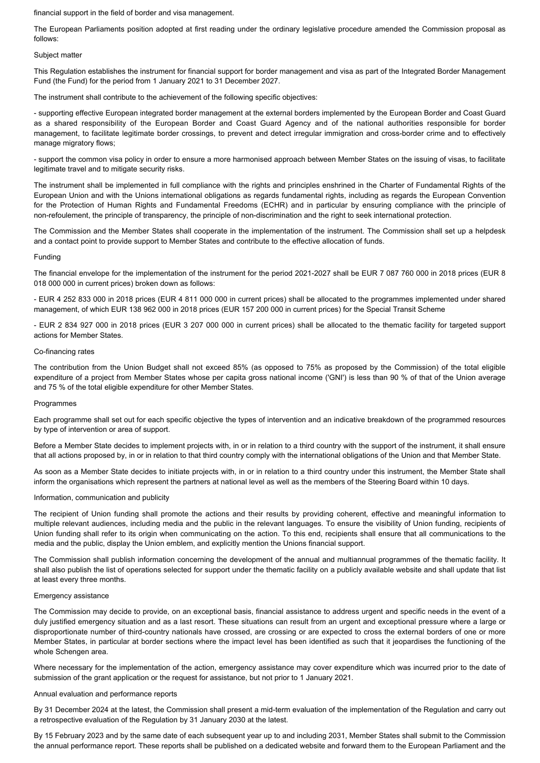financial support in the field of border and visa management.

The European Parliaments position adopted at first reading under the ordinary legislative procedure amended the Commission proposal as follows:

Subject matter

This Regulation establishes the instrument for financial support for border management and visa as part of the Integrated Border Management Fund (the Fund) for the period from 1 January 2021 to 31 December 2027.

The instrument shall contribute to the achievement of the following specific objectives:

- supporting effective European integrated border management at the external borders implemented by the European Border and Coast Guard as a shared responsibility of the European Border and Coast Guard Agency and of the national authorities responsible for border management, to facilitate legitimate border crossings, to prevent and detect irregular immigration and cross-border crime and to effectively manage migratory flows;

- support the common visa policy in order to ensure a more harmonised approach between Member States on the issuing of visas, to facilitate legitimate travel and to mitigate security risks.

The instrument shall be implemented in full compliance with the rights and principles enshrined in the Charter of Fundamental Rights of the European Union and with the Unions international obligations as regards fundamental rights, including as regards the European Convention for the Protection of Human Rights and Fundamental Freedoms (ECHR) and in particular by ensuring compliance with the principle of non-refoulement, the principle of transparency, the principle of non-discrimination and the right to seek international protection.

The Commission and the Member States shall cooperate in the implementation of the instrument. The Commission shall set up a helpdesk and a contact point to provide support to Member States and contribute to the effective allocation of funds.

Funding

The financial envelope for the implementation of the instrument for the period 2021-2027 shall be EUR 7 087 760 000 in 2018 prices (EUR 8 018 000 000 in current prices) broken down as follows:

- EUR 4 252 833 000 in 2018 prices (EUR 4 811 000 000 in current prices) shall be allocated to the programmes implemented under shared management, of which EUR 138 962 000 in 2018 prices (EUR 157 200 000 in current prices) for the Special Transit Scheme

- EUR 2 834 927 000 in 2018 prices (EUR 3 207 000 000 in current prices) shall be allocated to the thematic facility for targeted support actions for Member States.

Co-financing rates

The contribution from the Union Budget shall not exceed 85% (as opposed to 75% as proposed by the Commission) of the total eligible expenditure of a project from Member States whose per capita gross national income ('GNI') is less than 90 % of that of the Union average and 75 % of the total eligible expenditure for other Member States.

Programmes

Each programme shall set out for each specific objective the types of intervention and an indicative breakdown of the programmed resources by type of intervention or area of support.

Before a Member State decides to implement projects with, in or in relation to a third country with the support of the instrument, it shall ensure that all actions proposed by, in or in relation to that third country comply with the international obligations of the Union and that Member State.

As soon as a Member State decides to initiate projects with, in or in relation to a third country under this instrument, the Member State shall inform the organisations which represent the partners at national level as well as the members of the Steering Board within 10 days.

Information, communication and publicity

The recipient of Union funding shall promote the actions and their results by providing coherent, effective and meaningful information to multiple relevant audiences, including media and the public in the relevant languages. To ensure the visibility of Union funding, recipients of Union funding shall refer to its origin when communicating on the action. To this end, recipients shall ensure that all communications to the media and the public, display the Union emblem, and explicitly mention the Unions financial support.

The Commission shall publish information concerning the development of the annual and multiannual programmes of the thematic facility. It shall also publish the list of operations selected for support under the thematic facility on a publicly available website and shall update that list at least every three months.

Emergency assistance

The Commission may decide to provide, on an exceptional basis, financial assistance to address urgent and specific needs in the event of a duly justified emergency situation and as a last resort. These situations can result from an urgent and exceptional pressure where a large or disproportionate number of third-country nationals have crossed, are crossing or are expected to cross the external borders of one or more Member States, in particular at border sections where the impact level has been identified as such that it jeopardises the functioning of the whole Schengen area.

Where necessary for the implementation of the action, emergency assistance may cover expenditure which was incurred prior to the date of submission of the grant application or the request for assistance, but not prior to 1 January 2021.

Annual evaluation and performance reports

By 31 December 2024 at the latest, the Commission shall present a mid-term evaluation of the implementation of the Regulation and carry out a retrospective evaluation of the Regulation by 31 January 2030 at the latest.

By 15 February 2023 and by the same date of each subsequent year up to and including 2031, Member States shall submit to the Commission the annual performance report. These reports shall be published on a dedicated website and forward them to the European Parliament and the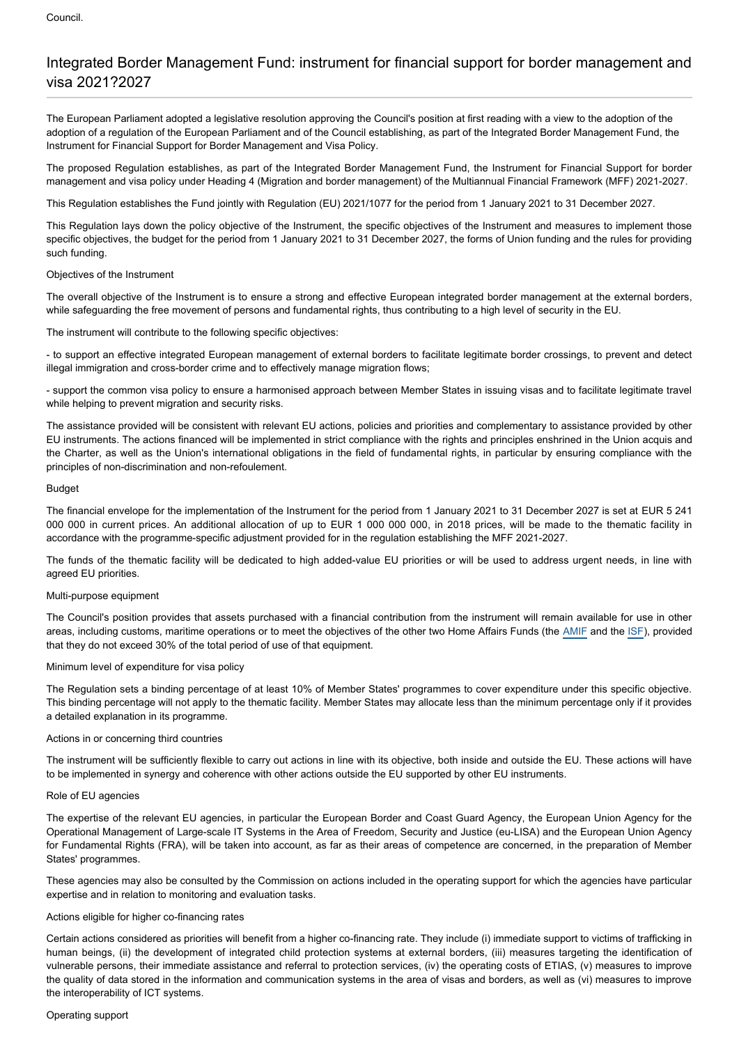Council.

## Integrated Border Management Fund: instrument for financial support for border management and visa 2021?2027

The European Parliament adopted a legislative resolution approving the Council's position at first reading with a view to the adoption of the adoption of a regulation of the European Parliament and of the Council establishing, as part of the Integrated Border Management Fund, the Instrument for Financial Support for Border Management and Visa Policy.

The proposed Regulation establishes, as part of the Integrated Border Management Fund, the Instrument for Financial Support for border management and visa policy under Heading 4 (Migration and border management) of the Multiannual Financial Framework (MFF) 2021-2027.

This Regulation establishes the Fund jointly with Regulation (EU) 2021/1077 for the period from 1 January 2021 to 31 December 2027.

This Regulation lays down the policy objective of the Instrument, the specific objectives of the Instrument and measures to implement those specific objectives, the budget for the period from 1 January 2021 to 31 December 2027, the forms of Union funding and the rules for providing such funding.

Objectives of the Instrument

The overall objective of the Instrument is to ensure a strong and effective European integrated border management at the external borders, while safeguarding the free movement of persons and fundamental rights, thus contributing to a high level of security in the EU.

The instrument will contribute to the following specific objectives:

- to support an effective integrated European management of external borders to facilitate legitimate border crossings, to prevent and detect illegal immigration and cross-border crime and to effectively manage migration flows;

- support the common visa policy to ensure a harmonised approach between Member States in issuing visas and to facilitate legitimate travel while helping to prevent migration and security risks.

The assistance provided will be consistent with relevant EU actions, policies and priorities and complementary to assistance provided by other EU instruments. The actions financed will be implemented in strict compliance with the rights and principles enshrined in the Union acquis and the Charter, as well as the Union's international obligations in the field of fundamental rights, in particular by ensuring compliance with the principles of non-discrimination and non-refoulement.

Budget

The financial envelope for the implementation of the Instrument for the period from 1 January 2021 to 31 December 2027 is set at EUR 5 241 000 000 in current prices. An additional allocation of up to EUR 1 000 000 000, in 2018 prices, will be made to the thematic facility in accordance with the programme-specific adjustment provided for in the regulation establishing the MFF 2021-2027.

The funds of the thematic facility will be dedicated to high added-value EU priorities or will be used to address urgent needs, in line with agreed EU priorities.

Multi-purpose equipment

The Council's position provides that assets purchased with a financial contribution from the instrument will remain available for use in other areas, including customs, maritime operations or to meet the objectives of the other two Home Affairs Funds (the AMIF and the ISF), provided that they do not exceed 30% of the total period of use of that equipment.

Minimum level of expenditure for visa policy

The Regulation sets a binding percentage of at least 10% of Member States' programmes to cover expenditure under this specific objective. This binding percentage will not apply to the thematic facility. Member States may allocate less than the minimum percentage only if it provides a detailed explanation in its programme.

Actions in or concerning third countries

The instrument will be sufficiently flexible to carry out actions in line with its objective, both inside and outside the EU. These actions will have to be implemented in synergy and coherence with other actions outside the EU supported by other EU instruments.

Role of EU agencies

The expertise of the relevant EU agencies, in particular the European Border and Coast Guard Agency, the European Union Agency for the Operational Management of Large-scale IT Systems in the Area of Freedom, Security and Justice (eu-LISA) and the European Union Agency for Fundamental Rights (FRA), will be taken into account, as far as their areas of competence are concerned, in the preparation of Member States' programmes.

These agencies may also be consulted by the Commission on actions included in the operating support for which the agencies have particular expertise and in relation to monitoring and evaluation tasks.

Actions eligible for higher co-financing rates

Certain actions considered as priorities will benefit from a higher co-financing rate. They include (i) immediate support to victims of trafficking in human beings, (ii) the development of integrated child protection systems at external borders, (iii) measures targeting the identification of vulnerable persons, their immediate assistance and referral to protection services, (iv) the operating costs of ETIAS, (v) measures to improve the quality of data stored in the information and communication systems in the area of visas and borders, as well as (vi) measures to improve the interoperability of ICT systems.

Operating support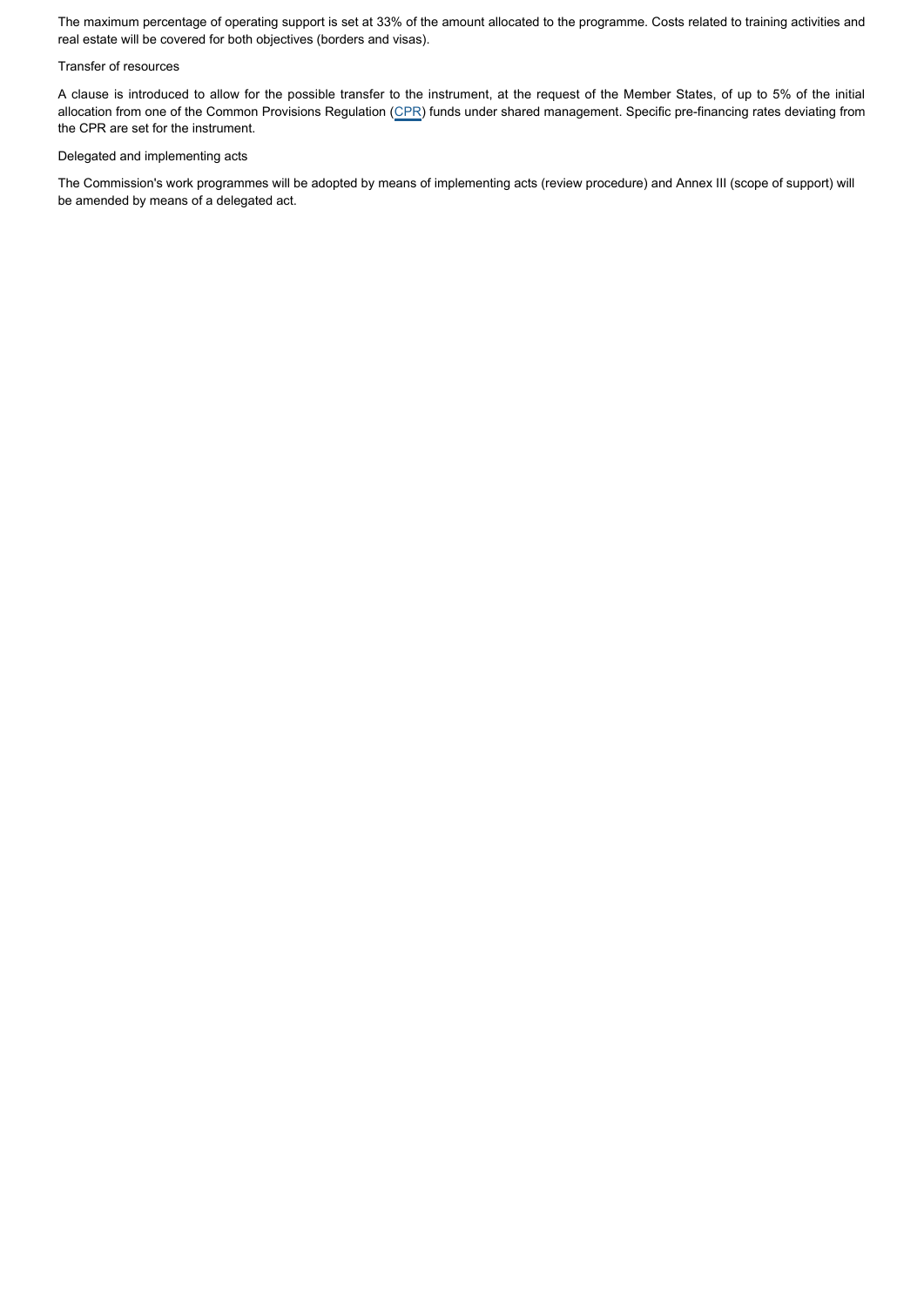The maximum percentage of operating support is set at 33% of the amount allocated to the programme. Costs related to training activities and real estate will be covered for both objectives (borders and visas).

Transfer of resources

A clause is introduced to allow for the possible transfer to the instrument, at the request of the Member States, of up to 5% of the initial allocation from one of the Common Provisions Regulation (CPR) funds under shared management. Specific pre-financing rates deviating from the CPR are set for the instrument.

Delegated and implementing acts

The Commission's work programmes will be adopted by means of implementing acts (review procedure) and Annex III (scope of support) will be amended by means of a delegated act.